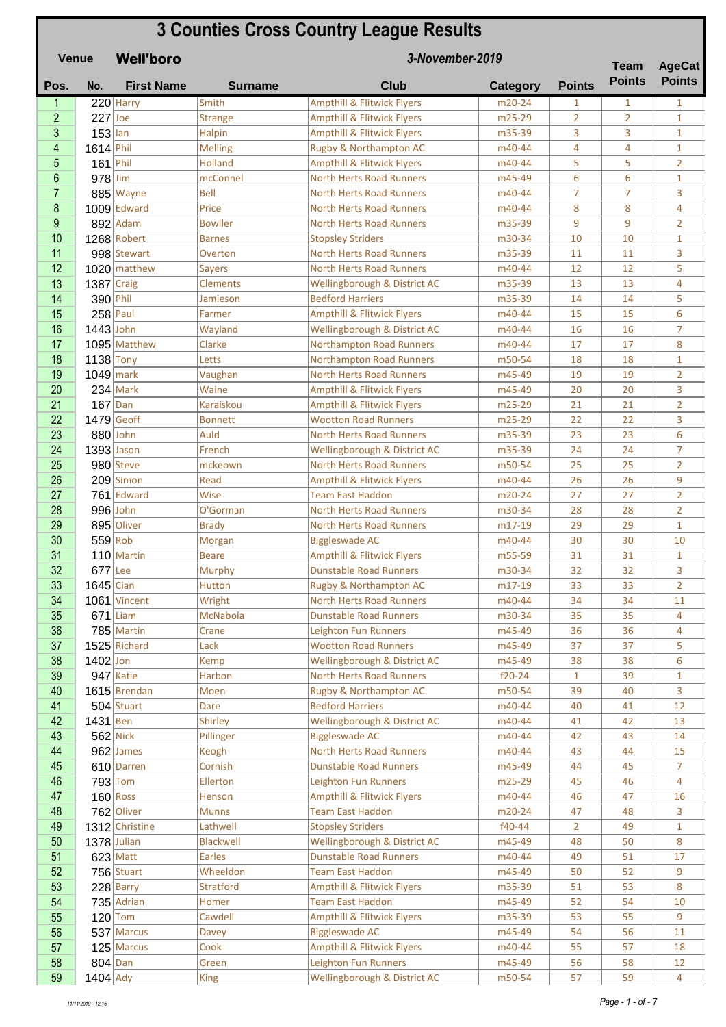# 3 Counties Cross Country League Results

**Venue** **Well'boro** ***3-November-2019***

| Pos. | No. | First Name | Surname | Club | Category | Points | Team Points | AgeCat Points |
|---|---|---|---|---|---|---|---|---|
| 1 | 220 | Harry | Smith | Ampthill & Flitwick Flyers | m20-24 | 1 | 1 | 1 |
| 2 | 227 | Joe | Strange | Ampthill & Flitwick Flyers | m25-29 | 2 | 2 | 1 |
| 3 | 153 | Ian | Halpin | Ampthill & Flitwick Flyers | m35-39 | 3 | 3 | 1 |
| 4 | 1614 | Phil | Melling | Rugby & Northampton AC | m40-44 | 4 | 4 | 1 |
| 5 | 161 | Phil | Holland | Ampthill & Flitwick Flyers | m40-44 | 5 | 5 | 2 |
| 6 | 978 | Jim | mcConnel | North Herts Road Runners | m45-49 | 6 | 6 | 1 |
| 7 | 885 | Wayne | Bell | North Herts Road Runners | m40-44 | 7 | 7 | 3 |
| 8 | 1009 | Edward | Price | North Herts Road Runners | m40-44 | 8 | 8 | 4 |
| 9 | 892 | Adam | Bowler | North Herts Road Runners | m35-39 | 9 | 9 | 2 |
| 10 | 1268 | Robert | Barnes | Stopsley Striders | m30-34 | 10 | 10 | 1 |
| 11 | 998 | Stewart | Overton | North Herts Road Runners | m35-39 | 11 | 11 | 3 |
| 12 | 1020 | matthew | Sayers | North Herts Road Runners | m40-44 | 12 | 12 | 5 |
| 13 | 1387 | Craig | Clements | Wellingborough & District AC | m35-39 | 13 | 13 | 4 |
| 14 | 390 | Phil | Jamieson | Bedford Harriers | m35-39 | 14 | 14 | 5 |
| 15 | 258 | Paul | Farmer | Ampthill & Flitwick Flyers | m40-44 | 15 | 15 | 6 |
| 16 | 1443 | John | Wayland | Wellingborough & District AC | m40-44 | 16 | 16 | 7 |
| 17 | 1095 | Matthew | Clarke | Northampton Road Runners | m40-44 | 17 | 17 | 8 |
| 18 | 1138 | Tony | Letts | Northampton Road Runners | m50-54 | 18 | 18 | 1 |
| 19 | 1049 | mark | Vaughan | North Herts Road Runners | m45-49 | 19 | 19 | 2 |
| 20 | 234 | Mark | Waine | Ampthill & Flitwick Flyers | m45-49 | 20 | 20 | 3 |
| 21 | 167 | Dan | Karaiskou | Ampthill & Flitwick Flyers | m25-29 | 21 | 21 | 2 |
| 22 | 1479 | Geoff | Bonnett | Wootton Road Runners | m25-29 | 22 | 22 | 3 |
| 23 | 880 | John | Auld | North Herts Road Runners | m35-39 | 23 | 23 | 6 |
| 24 | 1393 | Jason | French | Wellingborough & District AC | m35-39 | 24 | 24 | 7 |
| 25 | 980 | Steve | mckeown | North Herts Road Runners | m50-54 | 25 | 25 | 2 |
| 26 | 209 | Simon | Read | Ampthill & Flitwick Flyers | m40-44 | 26 | 26 | 9 |
| 27 | 761 | Edward | Wise | Team East Haddon | m20-24 | 27 | 27 | 2 |
| 28 | 996 | John | O'Gorman | North Herts Road Runners | m30-34 | 28 | 28 | 2 |
| 29 | 895 | Oliver | Brady | North Herts Road Runners | m17-19 | 29 | 29 | 1 |
| 30 | 559 | Rob | Morgan | Biggleswade AC | m40-44 | 30 | 30 | 10 |
| 31 | 110 | Martin | Beare | Ampthill & Flitwick Flyers | m55-59 | 31 | 31 | 1 |
| 32 | 677 | Lee | Murphy | Dunstable Road Runners | m30-34 | 32 | 32 | 3 |
| 33 | 1645 | Cian | Hutton | Rugby & Northampton AC | m17-19 | 33 | 33 | 2 |
| 34 | 1061 | Vincent | Wright | North Herts Road Runners | m40-44 | 34 | 34 | 11 |
| 35 | 671 | Liam | McNabola | Dunstable Road Runners | m30-34 | 35 | 35 | 4 |
| 36 | 785 | Martin | Crane | Leighton Fun Runners | m45-49 | 36 | 36 | 4 |
| 37 | 1525 | Richard | Lack | Wootton Road Runners | m45-49 | 37 | 37 | 5 |
| 38 | 1402 | Jon | Kemp | Wellingborough & District AC | m45-49 | 38 | 38 | 6 |
| 39 | 947 | Katie | Harbon | North Herts Road Runners | f20-24 | 1 | 39 | 1 |
| 40 | 1615 | Brendan | Moen | Rugby & Northampton AC | m50-54 | 39 | 40 | 3 |
| 41 | 504 | Stuart | Dare | Bedford Harriers | m40-44 | 40 | 41 | 12 |
| 42 | 1431 | Ben | Shirley | Wellingborough & District AC | m40-44 | 41 | 42 | 13 |
| 43 | 562 | Nick | Pillinger | Biggleswade AC | m40-44 | 42 | 43 | 14 |
| 44 | 962 | James | Keogh | North Herts Road Runners | m40-44 | 43 | 44 | 15 |
| 45 | 610 | Darren | Cornish | Dunstable Road Runners | m45-49 | 44 | 45 | 7 |
| 46 | 793 | Tom | Ellerton | Leighton Fun Runners | m25-29 | 45 | 46 | 4 |
| 47 | 160 | Ross | Henson | Ampthill & Flitwick Flyers | m40-44 | 46 | 47 | 16 |
| 48 | 762 | Oliver | Munns | Team East Haddon | m20-24 | 47 | 48 | 3 |
| 49 | 1312 | Christine | Lathwell | Stopsley Striders | f40-44 | 2 | 49 | 1 |
| 50 | 1378 | Julian | Blackwell | Wellingborough & District AC | m45-49 | 48 | 50 | 8 |
| 51 | 623 | Matt | Earles | Dunstable Road Runners | m40-44 | 49 | 51 | 17 |
| 52 | 756 | Stuart | Wheeldon | Team East Haddon | m45-49 | 50 | 52 | 9 |
| 53 | 228 | Barry | Stratford | Ampthill & Flitwick Flyers | m35-39 | 51 | 53 | 8 |
| 54 | 735 | Adrian | Homer | Team East Haddon | m45-49 | 52 | 54 | 10 |
| 55 | 120 | Tom | Cawdell | Ampthill & Flitwick Flyers | m35-39 | 53 | 55 | 9 |
| 56 | 537 | Marcus | Davey | Biggleswade AC | m45-49 | 54 | 56 | 11 |
| 57 | 125 | Marcus | Cook | Ampthill & Flitwick Flyers | m40-44 | 55 | 57 | 18 |
| 58 | 804 | Dan | Green | Leighton Fun Runners | m45-49 | 56 | 58 | 12 |
| 59 | 1404 | Ady | King | Wellingborough & District AC | m50-54 | 57 | 59 | 4 |

11/11/2019 - 12:16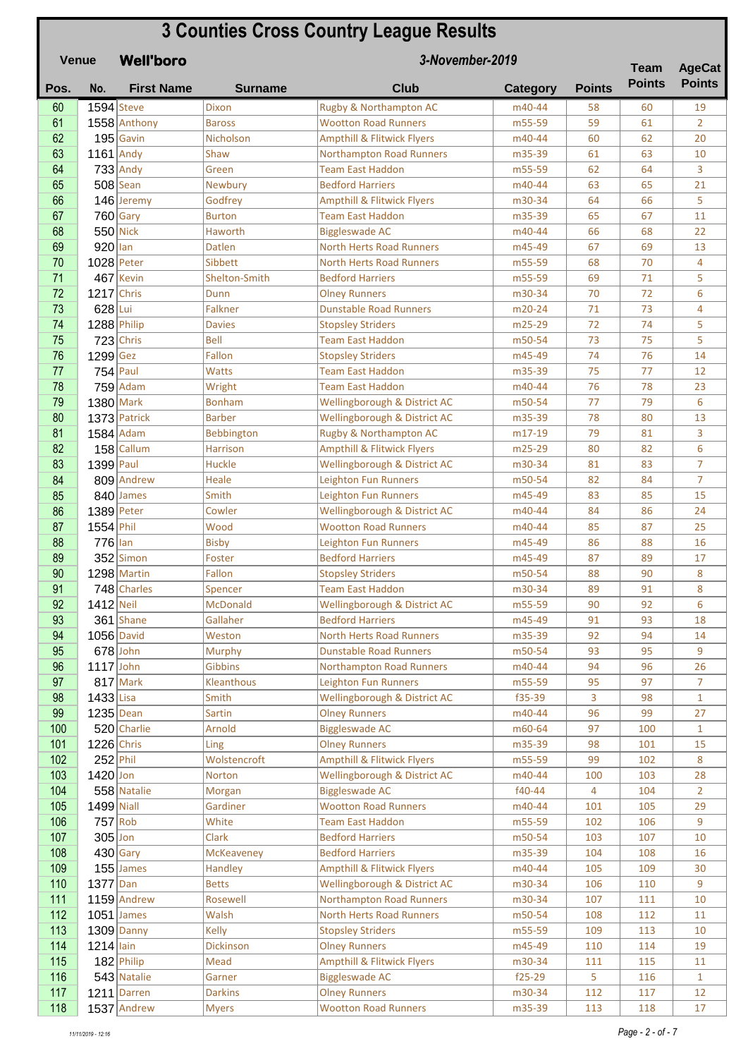# 3 Counties Cross Country League Results

**Venue** **Well'boro** ***3-November-2019***

| Pos. | No. | First Name | Surname | Club | Category | Points | Team Points | AgeCat Points |
|---|---|---|---|---|---|---|---|---|
| 60 | 1594 | Steve | Dixon | Rugby & Northampton AC | m40-44 | 58 | 60 | 19 |
| 61 | 1558 | Anthony | Baross | Wootton Road Runners | m55-59 | 59 | 61 | 2 |
| 62 | 195 | Gavin | Nicholson | Ampthill & Flitwick Flyers | m40-44 | 60 | 62 | 20 |
| 63 | 1161 | Andy | Shaw | Northampton Road Runners | m35-39 | 61 | 63 | 10 |
| 64 | 733 | Andy | Green | Team East Haddon | m55-59 | 62 | 64 | 3 |
| 65 | 508 | Sean | Newbury | Bedford Harriers | m40-44 | 63 | 65 | 21 |
| 66 | 146 | Jeremy | Godfrey | Ampthill & Flitwick Flyers | m30-34 | 64 | 66 | 5 |
| 67 | 760 | Gary | Burton | Team East Haddon | m35-39 | 65 | 67 | 11 |
| 68 | 550 | Nick | Haworth | Biggleswade AC | m40-44 | 66 | 68 | 22 |
| 69 | 920 | Ian | Datlen | North Herts Road Runners | m45-49 | 67 | 69 | 13 |
| 70 | 1028 | Peter | Sibbett | North Herts Road Runners | m55-59 | 68 | 70 | 4 |
| 71 | 467 | Kevin | Shelton-Smith | Bedford Harriers | m55-59 | 69 | 71 | 5 |
| 72 | 1217 | Chris | Dunn | Olney Runners | m30-34 | 70 | 72 | 6 |
| 73 | 628 | Lui | Falkner | Dunstable Road Runners | m20-24 | 71 | 73 | 4 |
| 74 | 1288 | Philip | Davies | Stopsley Striders | m25-29 | 72 | 74 | 5 |
| 75 | 723 | Chris | Bell | Team East Haddon | m50-54 | 73 | 75 | 5 |
| 76 | 1299 | Gez | Fallon | Stopsley Striders | m45-49 | 74 | 76 | 14 |
| 77 | 754 | Paul | Watts | Team East Haddon | m35-39 | 75 | 77 | 12 |
| 78 | 759 | Adam | Wright | Team East Haddon | m40-44 | 76 | 78 | 23 |
| 79 | 1380 | Mark | Bonham | Wellingborough & District AC | m50-54 | 77 | 79 | 6 |
| 80 | 1373 | Patrick | Barber | Wellingborough & District AC | m35-39 | 78 | 80 | 13 |
| 81 | 1584 | Adam | Bebbington | Rugby & Northampton AC | m17-19 | 79 | 81 | 3 |
| 82 | 158 | Callum | Harrison | Ampthill & Flitwick Flyers | m25-29 | 80 | 82 | 6 |
| 83 | 1399 | Paul | Huckle | Wellingborough & District AC | m30-34 | 81 | 83 | 7 |
| 84 | 809 | Andrew | Heale | Leighton Fun Runners | m50-54 | 82 | 84 | 7 |
| 85 | 840 | James | Smith | Leighton Fun Runners | m45-49 | 83 | 85 | 15 |
| 86 | 1389 | Peter | Cowler | Wellingborough & District AC | m40-44 | 84 | 86 | 24 |
| 87 | 1554 | Phil | Wood | Wootton Road Runners | m40-44 | 85 | 87 | 25 |
| 88 | 776 | Ian | Bisby | Leighton Fun Runners | m45-49 | 86 | 88 | 16 |
| 89 | 352 | Simon | Foster | Bedford Harriers | m45-49 | 87 | 89 | 17 |
| 90 | 1298 | Martin | Fallon | Stopsley Striders | m50-54 | 88 | 90 | 8 |
| 91 | 748 | Charles | Spencer | Team East Haddon | m30-34 | 89 | 91 | 8 |
| 92 | 1412 | Neil | McDonald | Wellingborough & District AC | m55-59 | 90 | 92 | 6 |
| 93 | 361 | Shane | Gallaher | Bedford Harriers | m45-49 | 91 | 93 | 18 |
| 94 | 1056 | David | Weston | North Herts Road Runners | m35-39 | 92 | 94 | 14 |
| 95 | 678 | John | Murphy | Dunstable Road Runners | m50-54 | 93 | 95 | 9 |
| 96 | 1117 | John | Gibbins | Northampton Road Runners | m40-44 | 94 | 96 | 26 |
| 97 | 817 | Mark | Kleanthous | Leighton Fun Runners | m55-59 | 95 | 97 | 7 |
| 98 | 1433 | Lisa | Smith | Wellingborough & District AC | f35-39 | 3 | 98 | 1 |
| 99 | 1235 | Dean | Sartin | Olney Runners | m40-44 | 96 | 99 | 27 |
| 100 | 520 | Charlie | Arnold | Biggleswade AC | m60-64 | 97 | 100 | 1 |
| 101 | 1226 | Chris | Ling | Olney Runners | m35-39 | 98 | 101 | 15 |
| 102 | 252 | Phil | Wolstencroft | Ampthill & Flitwick Flyers | m55-59 | 99 | 102 | 8 |
| 103 | 1420 | Jon | Norton | Wellingborough & District AC | m40-44 | 100 | 103 | 28 |
| 104 | 558 | Natalie | Morgan | Biggleswade AC | f40-44 | 4 | 104 | 2 |
| 105 | 1499 | Niall | Gardiner | Wootton Road Runners | m40-44 | 101 | 105 | 29 |
| 106 | 757 | Rob | White | Team East Haddon | m55-59 | 102 | 106 | 9 |
| 107 | 305 | Jon | Clark | Bedford Harriers | m50-54 | 103 | 107 | 10 |
| 108 | 430 | Gary | McKeaveney | Bedford Harriers | m35-39 | 104 | 108 | 16 |
| 109 | 155 | James | Handley | Ampthill & Flitwick Flyers | m40-44 | 105 | 109 | 30 |
| 110 | 1377 | Dan | Betts | Wellingborough & District AC | m30-34 | 106 | 110 | 9 |
| 111 | 1159 | Andrew | Rosewell | Northampton Road Runners | m30-34 | 107 | 111 | 10 |
| 112 | 1051 | James | Walsh | North Herts Road Runners | m50-54 | 108 | 112 | 11 |
| 113 | 1309 | Danny | Kelly | Stopsley Striders | m55-59 | 109 | 113 | 10 |
| 114 | 1214 | Iain | Dickinson | Olney Runners | m45-49 | 110 | 114 | 19 |
| 115 | 182 | Philip | Mead | Ampthill & Flitwick Flyers | m30-34 | 111 | 115 | 11 |
| 116 | 543 | Natalie | Garner | Biggleswade AC | f25-29 | 5 | 116 | 1 |
| 117 | 1211 | Darren | Darkins | Olney Runners | m30-34 | 112 | 117 | 12 |
| 118 | 1537 | Andrew | Myers | Wootton Road Runners | m35-39 | 113 | 118 | 17 |

11/11/2019 - 12:16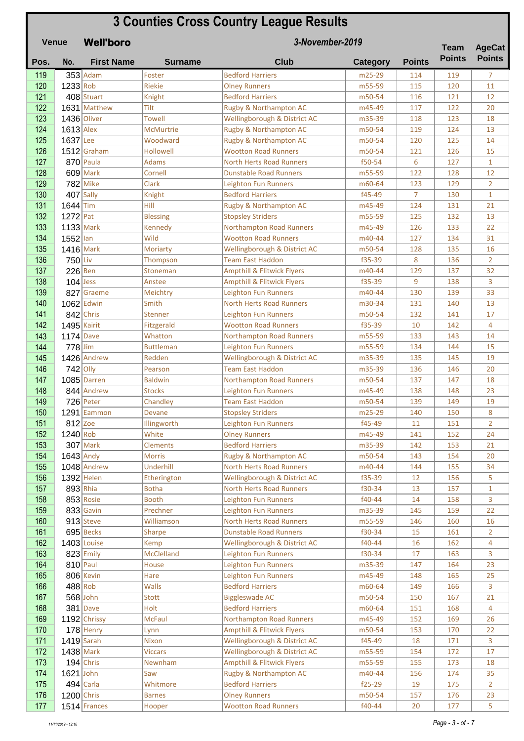# 3 Counties Cross Country League Results

**Venue** **Well'boro** *3-November-2019*

| Pos. | No. | First Name | Surname | Club | Category | Points | Team Points | AgeCat Points |
|---|---|---|---|---|---|---|---|---|
| 119 | 353 | Adam | Foster | Bedford Harriers | m25-29 | 114 | 119 | 7 |
| 120 | 1233 | Rob | Riekie | Olney Runners | m55-59 | 115 | 120 | 11 |
| 121 | 408 | Stuart | Knight | Bedford Harriers | m50-54 | 116 | 121 | 12 |
| 122 | 1631 | Matthew | Tilt | Rugby & Northampton AC | m45-49 | 117 | 122 | 20 |
| 123 | 1436 | Oliver | Towell | Wellingborough & District AC | m35-39 | 118 | 123 | 18 |
| 124 | 1613 | Alex | McMurtrie | Rugby & Northampton AC | m50-54 | 119 | 124 | 13 |
| 125 | 1637 | Lee | Woodward | Rugby & Northampton AC | m50-54 | 120 | 125 | 14 |
| 126 | 1512 | Graham | Hollowell | Wootton Road Runners | m50-54 | 121 | 126 | 15 |
| 127 | 870 | Paula | Adams | North Herts Road Runners | f50-54 | 6 | 127 | 1 |
| 128 | 609 | Mark | Cornell | Dunstable Road Runners | m55-59 | 122 | 128 | 12 |
| 129 | 782 | Mike | Clark | Leighton Fun Runners | m60-64 | 123 | 129 | 2 |
| 130 | 407 | Sally | Knight | Bedford Harriers | f45-49 | 7 | 130 | 1 |
| 131 | 1644 | Tim | Hill | Rugby & Northampton AC | m45-49 | 124 | 131 | 21 |
| 132 | 1272 | Pat | Blessing | Stopsley Striders | m55-59 | 125 | 132 | 13 |
| 133 | 1133 | Mark | Kennedy | Northampton Road Runners | m45-49 | 126 | 133 | 22 |
| 134 | 1552 | Ian | Wild | Wootton Road Runners | m40-44 | 127 | 134 | 31 |
| 135 | 1416 | Mark | Moriarty | Wellingborough & District AC | m50-54 | 128 | 135 | 16 |
| 136 | 750 | Liv | Thompson | Team East Haddon | f35-39 | 8 | 136 | 2 |
| 137 | 226 | Ben | Stoneman | Ampthill & Flitwick Flyers | m40-44 | 129 | 137 | 32 |
| 138 | 104 | Jess | Anstee | Ampthill & Flitwick Flyers | f35-39 | 9 | 138 | 3 |
| 139 | 827 | Graeme | Meichtry | Leighton Fun Runners | m40-44 | 130 | 139 | 33 |
| 140 | 1062 | Edwin | Smith | North Herts Road Runners | m30-34 | 131 | 140 | 13 |
| 141 | 842 | Chris | Stenner | Leighton Fun Runners | m50-54 | 132 | 141 | 17 |
| 142 | 1495 | Kairit | Fitzgerald | Wootton Road Runners | f35-39 | 10 | 142 | 4 |
| 143 | 1174 | Dave | Whatton | Northampton Road Runners | m55-59 | 133 | 143 | 14 |
| 144 | 778 | Jim | Buttleman | Leighton Fun Runners | m55-59 | 134 | 144 | 15 |
| 145 | 1426 | Andrew | Redden | Wellingborough & District AC | m35-39 | 135 | 145 | 19 |
| 146 | 742 | Olly | Pearson | Team East Haddon | m35-39 | 136 | 146 | 20 |
| 147 | 1085 | Darren | Baldwin | Northampton Road Runners | m50-54 | 137 | 147 | 18 |
| 148 | 844 | Andrew | Stocks | Leighton Fun Runners | m45-49 | 138 | 148 | 23 |
| 149 | 726 | Peter | Chandley | Team East Haddon | m50-54 | 139 | 149 | 19 |
| 150 | 1291 | Eammon | Devane | Stopsley Striders | m25-29 | 140 | 150 | 8 |
| 151 | 812 | Zoe | Illingworth | Leighton Fun Runners | f45-49 | 11 | 151 | 2 |
| 152 | 1240 | Rob | White | Olney Runners | m45-49 | 141 | 152 | 24 |
| 153 | 307 | Mark | Clements | Bedford Harriers | m35-39 | 142 | 153 | 21 |
| 154 | 1643 | Andy | Morris | Rugby & Northampton AC | m50-54 | 143 | 154 | 20 |
| 155 | 1048 | Andrew | Underhill | North Herts Road Runners | m40-44 | 144 | 155 | 34 |
| 156 | 1392 | Helen | Etherington | Wellingborough & District AC | f35-39 | 12 | 156 | 5 |
| 157 | 893 | Rhia | Botha | North Herts Road Runners | f30-34 | 13 | 157 | 1 |
| 158 | 853 | Rosie | Booth | Leighton Fun Runners | f40-44 | 14 | 158 | 3 |
| 159 | 833 | Gavin | Prechner | Leighton Fun Runners | m35-39 | 145 | 159 | 22 |
| 160 | 913 | Steve | Williamson | North Herts Road Runners | m55-59 | 146 | 160 | 16 |
| 161 | 695 | Becks | Sharpe | Dunstable Road Runners | f30-34 | 15 | 161 | 2 |
| 162 | 1403 | Louise | Kemp | Wellingborough & District AC | f40-44 | 16 | 162 | 4 |
| 163 | 823 | Emily | McClelland | Leighton Fun Runners | f30-34 | 17 | 163 | 3 |
| 164 | 810 | Paul | House | Leighton Fun Runners | m35-39 | 147 | 164 | 23 |
| 165 | 806 | Kevin | Hare | Leighton Fun Runners | m45-49 | 148 | 165 | 25 |
| 166 | 488 | Rob | Walls | Bedford Harriers | m60-64 | 149 | 166 | 3 |
| 167 | 568 | John | Stott | Biggleswade AC | m50-54 | 150 | 167 | 21 |
| 168 | 381 | Dave | Holt | Bedford Harriers | m60-64 | 151 | 168 | 4 |
| 169 | 1192 | Chrissy | McFaul | Northampton Road Runners | m45-49 | 152 | 169 | 26 |
| 170 | 178 | Henry | Lynn | Ampthill & Flitwick Flyers | m50-54 | 153 | 170 | 22 |
| 171 | 1419 | Sarah | Nixon | Wellingborough & District AC | f45-49 | 18 | 171 | 3 |
| 172 | 1438 | Mark | Viccars | Wellingborough & District AC | m55-59 | 154 | 172 | 17 |
| 173 | 194 | Chris | Newnham | Ampthill & Flitwick Flyers | m55-59 | 155 | 173 | 18 |
| 174 | 1621 | John | Saw | Rugby & Northampton AC | m40-44 | 156 | 174 | 35 |
| 175 | 494 | Carla | Whitmore | Bedford Harriers | f25-29 | 19 | 175 | 2 |
| 176 | 1200 | Chris | Barnes | Olney Runners | m50-54 | 157 | 176 | 23 |
| 177 | 1514 | Frances | Hooper | Wootton Road Runners | f40-44 | 20 | 177 | 5 |

11/11/2019 - 12:16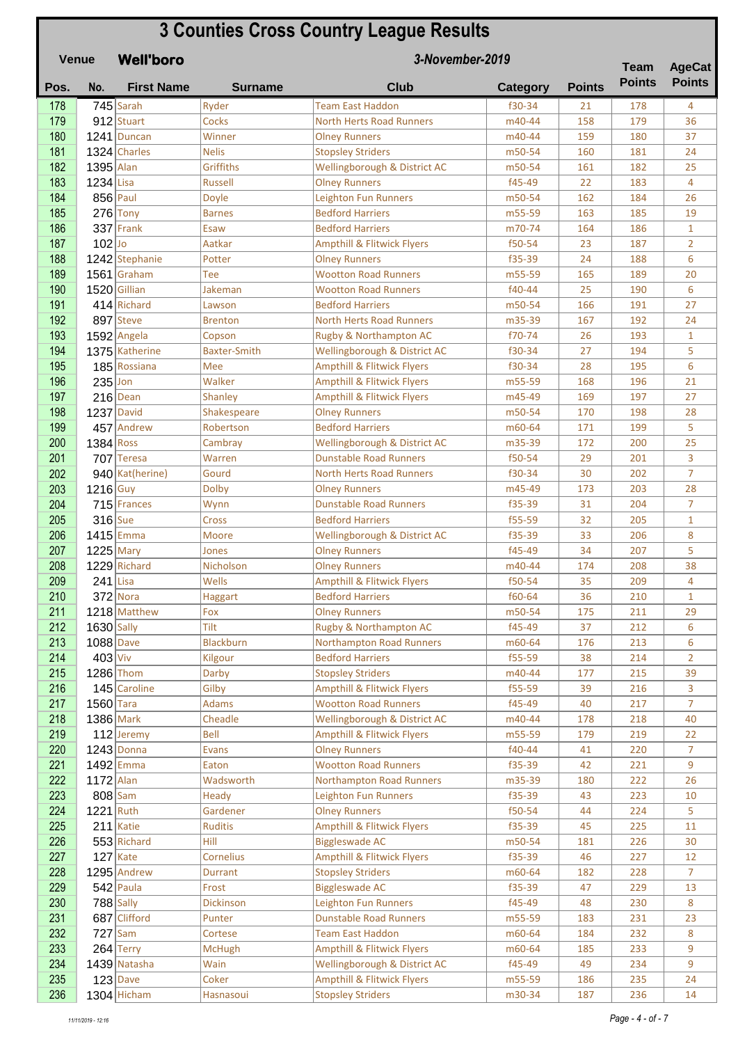# 3 Counties Cross Country League Results

**Venue** **Well'boro** *3-November-2019*

| Pos. | No. | First Name | Surname | Club | Category | Points | Team Points | AgeCat Points |
|---|---|---|---|---|---|---|---|---|
| 178 | 745 | Sarah | Ryder | Team East Haddon | f30-34 | 21 | 178 | 4 |
| 179 | 912 | Stuart | Cocks | North Herts Road Runners | m40-44 | 158 | 179 | 36 |
| 180 | 1241 | Duncan | Winner | Olney Runners | m40-44 | 159 | 180 | 37 |
| 181 | 1324 | Charles | Nelis | Stopsley Striders | m50-54 | 160 | 181 | 24 |
| 182 | 1395 | Alan | Griffiths | Wellingborough & District AC | m50-54 | 161 | 182 | 25 |
| 183 | 1234 | Lisa | Russell | Olney Runners | f45-49 | 22 | 183 | 4 |
| 184 | 856 | Paul | Doyle | Leighton Fun Runners | m50-54 | 162 | 184 | 26 |
| 185 | 276 | Tony | Barnes | Bedford Harriers | m55-59 | 163 | 185 | 19 |
| 186 | 337 | Frank | Esaw | Bedford Harriers | m70-74 | 164 | 186 | 1 |
| 187 | 102 | Jo | Aatkar | Ampthill & Flitwick Flyers | f50-54 | 23 | 187 | 2 |
| 188 | 1242 | Stephanie | Potter | Olney Runners | f35-39 | 24 | 188 | 6 |
| 189 | 1561 | Graham | Tee | Wootton Road Runners | m55-59 | 165 | 189 | 20 |
| 190 | 1520 | Gillian | Jakeman | Wootton Road Runners | f40-44 | 25 | 190 | 6 |
| 191 | 414 | Richard | Lawson | Bedford Harriers | m50-54 | 166 | 191 | 27 |
| 192 | 897 | Steve | Brenton | North Herts Road Runners | m35-39 | 167 | 192 | 24 |
| 193 | 1592 | Angela | Copson | Rugby & Northampton AC | f70-74 | 26 | 193 | 1 |
| 194 | 1375 | Katherine | Baxter-Smith | Wellingborough & District AC | f30-34 | 27 | 194 | 5 |
| 195 | 185 | Rossiana | Mee | Ampthill & Flitwick Flyers | f30-34 | 28 | 195 | 6 |
| 196 | 235 | Jon | Walker | Ampthill & Flitwick Flyers | m55-59 | 168 | 196 | 21 |
| 197 | 216 | Dean | Shanley | Ampthill & Flitwick Flyers | m45-49 | 169 | 197 | 27 |
| 198 | 1237 | David | Shakespeare | Olney Runners | m50-54 | 170 | 198 | 28 |
| 199 | 457 | Andrew | Robertson | Bedford Harriers | m60-64 | 171 | 199 | 5 |
| 200 | 1384 | Ross | Cambray | Wellingborough & District AC | m35-39 | 172 | 200 | 25 |
| 201 | 707 | Teresa | Warren | Dunstable Road Runners | f50-54 | 29 | 201 | 3 |
| 202 | 940 | Kat(herine) | Gourd | North Herts Road Runners | f30-34 | 30 | 202 | 7 |
| 203 | 1216 | Guy | Dolby | Olney Runners | m45-49 | 173 | 203 | 28 |
| 204 | 715 | Frances | Wynn | Dunstable Road Runners | f35-39 | 31 | 204 | 7 |
| 205 | 316 | Sue | Cross | Bedford Harriers | f55-59 | 32 | 205 | 1 |
| 206 | 1415 | Emma | Moore | Wellingborough & District AC | f35-39 | 33 | 206 | 8 |
| 207 | 1225 | Mary | Jones | Olney Runners | f45-49 | 34 | 207 | 5 |
| 208 | 1229 | Richard | Nicholson | Olney Runners | m40-44 | 174 | 208 | 38 |
| 209 | 241 | Lisa | Wells | Ampthill & Flitwick Flyers | f50-54 | 35 | 209 | 4 |
| 210 | 372 | Nora | Haggart | Bedford Harriers | f60-64 | 36 | 210 | 1 |
| 211 | 1218 | Matthew | Fox | Olney Runners | m50-54 | 175 | 211 | 29 |
| 212 | 1630 | Sally | Tilt | Rugby & Northampton AC | f45-49 | 37 | 212 | 6 |
| 213 | 1088 | Dave | Blackburn | Northampton Road Runners | m60-64 | 176 | 213 | 6 |
| 214 | 403 | Viv | Kilgour | Bedford Harriers | f55-59 | 38 | 214 | 2 |
| 215 | 1286 | Thom | Darby | Stopsley Striders | m40-44 | 177 | 215 | 39 |
| 216 | 145 | Caroline | Gilby | Ampthill & Flitwick Flyers | f55-59 | 39 | 216 | 3 |
| 217 | 1560 | Tara | Adams | Wootton Road Runners | f45-49 | 40 | 217 | 7 |
| 218 | 1386 | Mark | Cheadle | Wellingborough & District AC | m40-44 | 178 | 218 | 40 |
| 219 | 112 | Jeremy | Bell | Ampthill & Flitwick Flyers | m55-59 | 179 | 219 | 22 |
| 220 | 1243 | Donna | Evans | Olney Runners | f40-44 | 41 | 220 | 7 |
| 221 | 1492 | Emma | Eaton | Wootton Road Runners | f35-39 | 42 | 221 | 9 |
| 222 | 1172 | Alan | Wadsworth | Northampton Road Runners | m35-39 | 180 | 222 | 26 |
| 223 | 808 | Sam | Heady | Leighton Fun Runners | f35-39 | 43 | 223 | 10 |
| 224 | 1221 | Ruth | Gardener | Olney Runners | f50-54 | 44 | 224 | 5 |
| 225 | 211 | Katie | Ruditis | Ampthill & Flitwick Flyers | f35-39 | 45 | 225 | 11 |
| 226 | 553 | Richard | Hill | Biggleswade AC | m50-54 | 181 | 226 | 30 |
| 227 | 127 | Kate | Cornelius | Ampthill & Flitwick Flyers | f35-39 | 46 | 227 | 12 |
| 228 | 1295 | Andrew | Durrant | Stopsley Striders | m60-64 | 182 | 228 | 7 |
| 229 | 542 | Paula | Frost | Biggleswade AC | f35-39 | 47 | 229 | 13 |
| 230 | 788 | Sally | Dickinson | Leighton Fun Runners | f45-49 | 48 | 230 | 8 |
| 231 | 687 | Clifford | Punter | Dunstable Road Runners | m55-59 | 183 | 231 | 23 |
| 232 | 727 | Sam | Cortese | Team East Haddon | m60-64 | 184 | 232 | 8 |
| 233 | 264 | Terry | McHugh | Ampthill & Flitwick Flyers | m60-64 | 185 | 233 | 9 |
| 234 | 1439 | Natasha | Wain | Wellingborough & District AC | f45-49 | 49 | 234 | 9 |
| 235 | 123 | Dave | Coker | Ampthill & Flitwick Flyers | m55-59 | 186 | 235 | 24 |
| 236 | 1304 | Hicham | Hasnasoui | Stopsley Striders | m30-34 | 187 | 236 | 14 |

11/11/2019 - 12:16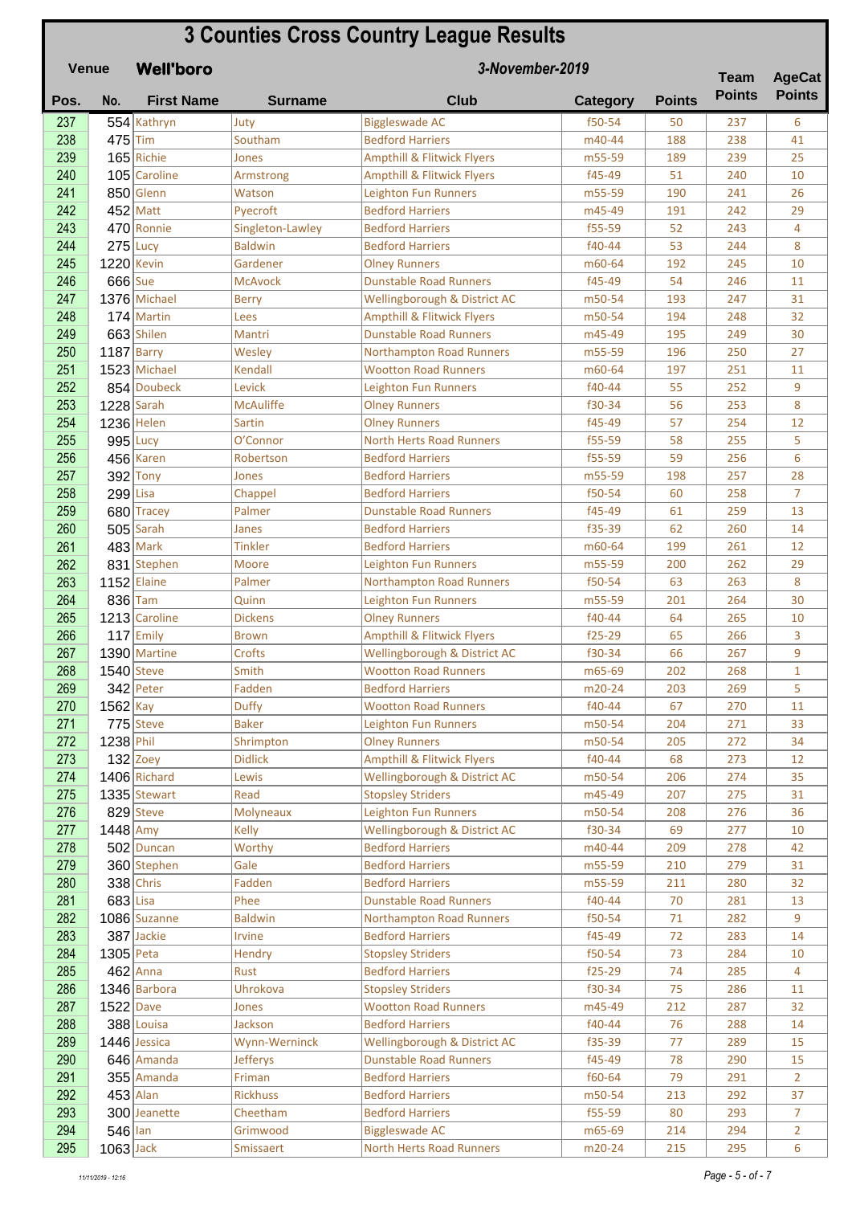# 3 Counties Cross Country League Results

**Venue** **Well'boro** ***3-November-2019***

| Pos. | No. | First Name | Surname | Club | Category | Points | Team Points | AgeCat Points |
|---|---|---|---|---|---|---|---|---|
| 237 | 554 | Kathryn | Juty | Biggleswade AC | f50-54 | 50 | 237 | 6 |
| 238 | 475 | Tim | Southam | Bedford Harriers | m40-44 | 188 | 238 | 41 |
| 239 | 165 | Richie | Jones | Ampthill & Flitwick Flyers | m55-59 | 189 | 239 | 25 |
| 240 | 105 | Caroline | Armstrong | Ampthill & Flitwick Flyers | f45-49 | 51 | 240 | 10 |
| 241 | 850 | Glenn | Watson | Leighton Fun Runners | m55-59 | 190 | 241 | 26 |
| 242 | 452 | Matt | Pyecroft | Bedford Harriers | m45-49 | 191 | 242 | 29 |
| 243 | 470 | Ronnie | Singleton-Lawley | Bedford Harriers | f55-59 | 52 | 243 | 4 |
| 244 | 275 | Lucy | Baldwin | Bedford Harriers | f40-44 | 53 | 244 | 8 |
| 245 | 1220 | Kevin | Gardener | Olney Runners | m60-64 | 192 | 245 | 10 |
| 246 | 666 | Sue | McAvock | Dunstable Road Runners | f45-49 | 54 | 246 | 11 |
| 247 | 1376 | Michael | Berry | Wellingborough & District AC | m50-54 | 193 | 247 | 31 |
| 248 | 174 | Martin | Lees | Ampthill & Flitwick Flyers | m50-54 | 194 | 248 | 32 |
| 249 | 663 | Shilen | Mantri | Dunstable Road Runners | m45-49 | 195 | 249 | 30 |
| 250 | 1187 | Barry | Wesley | Northampton Road Runners | m55-59 | 196 | 250 | 27 |
| 251 | 1523 | Michael | Kendall | Wootton Road Runners | m60-64 | 197 | 251 | 11 |
| 252 | 854 | Doubeck | Levick | Leighton Fun Runners | f40-44 | 55 | 252 | 9 |
| 253 | 1228 | Sarah | McAuliffe | Olney Runners | f30-34 | 56 | 253 | 8 |
| 254 | 1236 | Helen | Sartin | Olney Runners | f45-49 | 57 | 254 | 12 |
| 255 | 995 | Lucy | O'Connor | North Herts Road Runners | f55-59 | 58 | 255 | 5 |
| 256 | 456 | Karen | Robertson | Bedford Harriers | f55-59 | 59 | 256 | 6 |
| 257 | 392 | Tony | Jones | Bedford Harriers | m55-59 | 198 | 257 | 28 |
| 258 | 299 | Lisa | Chappel | Bedford Harriers | f50-54 | 60 | 258 | 7 |
| 259 | 680 | Tracey | Palmer | Dunstable Road Runners | f45-49 | 61 | 259 | 13 |
| 260 | 505 | Sarah | Janes | Bedford Harriers | f35-39 | 62 | 260 | 14 |
| 261 | 483 | Mark | Tinkler | Bedford Harriers | m60-64 | 199 | 261 | 12 |
| 262 | 831 | Stephen | Moore | Leighton Fun Runners | m55-59 | 200 | 262 | 29 |
| 263 | 1152 | Elaine | Palmer | Northampton Road Runners | f50-54 | 63 | 263 | 8 |
| 264 | 836 | Tam | Quinn | Leighton Fun Runners | m55-59 | 201 | 264 | 30 |
| 265 | 1213 | Caroline | Dickens | Olney Runners | f40-44 | 64 | 265 | 10 |
| 266 | 117 | Emily | Brown | Ampthill & Flitwick Flyers | f25-29 | 65 | 266 | 3 |
| 267 | 1390 | Martine | Crofts | Wellingborough & District AC | f30-34 | 66 | 267 | 9 |
| 268 | 1540 | Steve | Smith | Wootton Road Runners | m65-69 | 202 | 268 | 1 |
| 269 | 342 | Peter | Fadden | Bedford Harriers | m20-24 | 203 | 269 | 5 |
| 270 | 1562 | Kay | Duffy | Wootton Road Runners | f40-44 | 67 | 270 | 11 |
| 271 | 775 | Steve | Baker | Leighton Fun Runners | m50-54 | 204 | 271 | 33 |
| 272 | 1238 | Phil | Shrimpton | Olney Runners | m50-54 | 205 | 272 | 34 |
| 273 | 132 | Zoey | Didlick | Ampthill & Flitwick Flyers | f40-44 | 68 | 273 | 12 |
| 274 | 1406 | Richard | Lewis | Wellingborough & District AC | m50-54 | 206 | 274 | 35 |
| 275 | 1335 | Stewart | Read | Stopsley Striders | m45-49 | 207 | 275 | 31 |
| 276 | 829 | Steve | Molyneaux | Leighton Fun Runners | m50-54 | 208 | 276 | 36 |
| 277 | 1448 | Amy | Kelly | Wellingborough & District AC | f30-34 | 69 | 277 | 10 |
| 278 | 502 | Duncan | Worthy | Bedford Harriers | m40-44 | 209 | 278 | 42 |
| 279 | 360 | Stephen | Gale | Bedford Harriers | m55-59 | 210 | 279 | 31 |
| 280 | 338 | Chris | Fadden | Bedford Harriers | m55-59 | 211 | 280 | 32 |
| 281 | 683 | Lisa | Phee | Dunstable Road Runners | f40-44 | 70 | 281 | 13 |
| 282 | 1086 | Suzanne | Baldwin | Northampton Road Runners | f50-54 | 71 | 282 | 9 |
| 283 | 387 | Jackie | Irvine | Bedford Harriers | f45-49 | 72 | 283 | 14 |
| 284 | 1305 | Peta | Hendry | Stopsley Striders | f50-54 | 73 | 284 | 10 |
| 285 | 462 | Anna | Rust | Bedford Harriers | f25-29 | 74 | 285 | 4 |
| 286 | 1346 | Barbora | Uhrokova | Stopsley Striders | f30-34 | 75 | 286 | 11 |
| 287 | 1522 | Dave | Jones | Wootton Road Runners | m45-49 | 212 | 287 | 32 |
| 288 | 388 | Louisa | Jackson | Bedford Harriers | f40-44 | 76 | 288 | 14 |
| 289 | 1446 | Jessica | Wynn-Werninck | Wellingborough & District AC | f35-39 | 77 | 289 | 15 |
| 290 | 646 | Amanda | Jefferys | Dunstable Road Runners | f45-49 | 78 | 290 | 15 |
| 291 | 355 | Amanda | Friman | Bedford Harriers | f60-64 | 79 | 291 | 2 |
| 292 | 453 | Alan | Rickhuss | Bedford Harriers | m50-54 | 213 | 292 | 37 |
| 293 | 300 | Jeanette | Cheetham | Bedford Harriers | f55-59 | 80 | 293 | 7 |
| 294 | 546 | Ian | Grimwood | Biggleswade AC | m65-69 | 214 | 294 | 2 |
| 295 | 1063 | Jack | Smissaert | North Herts Road Runners | m20-24 | 215 | 295 | 6 |

11/11/2019 - 12:16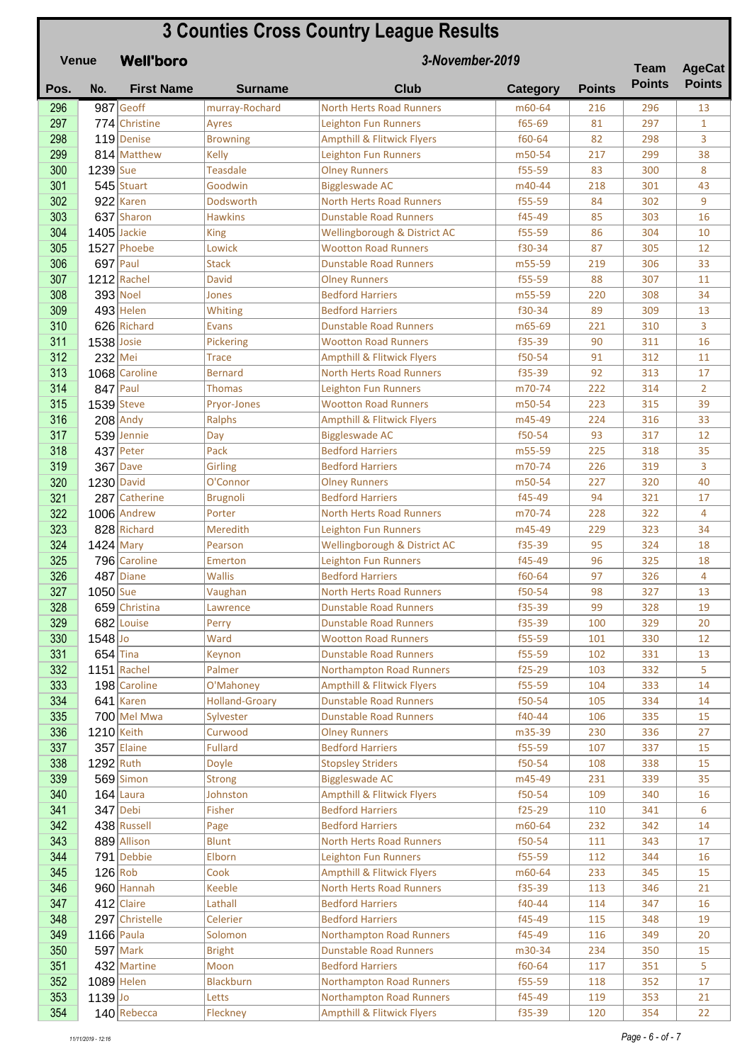# 3 Counties Cross Country League Results

**Venue** Well'boro — *3-November-2019*

| Pos. | No. | First Name | Surname | Club | Category | Points | Team Points | AgeCat Points |
|---|---|---|---|---|---|---|---|---|
| 296 | 987 | Geoff | murray-Rochard | North Herts Road Runners | m60-64 | 216 | 296 | 13 |
| 297 | 774 | Christine | Ayres | Leighton Fun Runners | f65-69 | 81 | 297 | 1 |
| 298 | 119 | Denise | Browning | Ampthill & Flitwick Flyers | f60-64 | 82 | 298 | 3 |
| 299 | 814 | Matthew | Kelly | Leighton Fun Runners | m50-54 | 217 | 299 | 38 |
| 300 | 1239 | Sue | Teasdale | Olney Runners | f55-59 | 83 | 300 | 8 |
| 301 | 545 | Stuart | Goodwin | Biggleswade AC | m40-44 | 218 | 301 | 43 |
| 302 | 922 | Karen | Dodsworth | North Herts Road Runners | f55-59 | 84 | 302 | 9 |
| 303 | 637 | Sharon | Hawkins | Dunstable Road Runners | f45-49 | 85 | 303 | 16 |
| 304 | 1405 | Jackie | King | Wellingborough & District AC | f55-59 | 86 | 304 | 10 |
| 305 | 1527 | Phoebe | Lowick | Wootton Road Runners | f30-34 | 87 | 305 | 12 |
| 306 | 697 | Paul | Stack | Dunstable Road Runners | m55-59 | 219 | 306 | 33 |
| 307 | 1212 | Rachel | David | Olney Runners | f55-59 | 88 | 307 | 11 |
| 308 | 393 | Noel | Jones | Bedford Harriers | m55-59 | 220 | 308 | 34 |
| 309 | 493 | Helen | Whiting | Bedford Harriers | f30-34 | 89 | 309 | 13 |
| 310 | 626 | Richard | Evans | Dunstable Road Runners | m65-69 | 221 | 310 | 3 |
| 311 | 1538 | Josie | Pickering | Wootton Road Runners | f35-39 | 90 | 311 | 16 |
| 312 | 232 | Mei | Trace | Ampthill & Flitwick Flyers | f50-54 | 91 | 312 | 11 |
| 313 | 1068 | Caroline | Bernard | North Herts Road Runners | f35-39 | 92 | 313 | 17 |
| 314 | 847 | Paul | Thomas | Leighton Fun Runners | m70-74 | 222 | 314 | 2 |
| 315 | 1539 | Steve | Pryor-Jones | Wootton Road Runners | m50-54 | 223 | 315 | 39 |
| 316 | 208 | Andy | Ralphs | Ampthill & Flitwick Flyers | m45-49 | 224 | 316 | 33 |
| 317 | 539 | Jennie | Day | Biggleswade AC | f50-54 | 93 | 317 | 12 |
| 318 | 437 | Peter | Pack | Bedford Harriers | m55-59 | 225 | 318 | 35 |
| 319 | 367 | Dave | Girling | Bedford Harriers | m70-74 | 226 | 319 | 3 |
| 320 | 1230 | David | O'Connor | Olney Runners | m50-54 | 227 | 320 | 40 |
| 321 | 287 | Catherine | Brugnoli | Bedford Harriers | f45-49 | 94 | 321 | 17 |
| 322 | 1006 | Andrew | Porter | North Herts Road Runners | m70-74 | 228 | 322 | 4 |
| 323 | 828 | Richard | Meredith | Leighton Fun Runners | m45-49 | 229 | 323 | 34 |
| 324 | 1424 | Mary | Pearson | Wellingborough & District AC | f35-39 | 95 | 324 | 18 |
| 325 | 796 | Caroline | Emerton | Leighton Fun Runners | f45-49 | 96 | 325 | 18 |
| 326 | 487 | Diane | Wallis | Bedford Harriers | f60-64 | 97 | 326 | 4 |
| 327 | 1050 | Sue | Vaughan | North Herts Road Runners | f50-54 | 98 | 327 | 13 |
| 328 | 659 | Christina | Lawrence | Dunstable Road Runners | f35-39 | 99 | 328 | 19 |
| 329 | 682 | Louise | Perry | Dunstable Road Runners | f35-39 | 100 | 329 | 20 |
| 330 | 1548 | Jo | Ward | Wootton Road Runners | f55-59 | 101 | 330 | 12 |
| 331 | 654 | Tina | Keynon | Dunstable Road Runners | f55-59 | 102 | 331 | 13 |
| 332 | 1151 | Rachel | Palmer | Northampton Road Runners | f25-29 | 103 | 332 | 5 |
| 333 | 198 | Caroline | O'Mahoney | Ampthill & Flitwick Flyers | f55-59 | 104 | 333 | 14 |
| 334 | 641 | Karen | Holland-Groary | Dunstable Road Runners | f50-54 | 105 | 334 | 14 |
| 335 | 700 | Mel Mwa | Sylvester | Dunstable Road Runners | f40-44 | 106 | 335 | 15 |
| 336 | 1210 | Keith | Curwood | Olney Runners | m35-39 | 230 | 336 | 27 |
| 337 | 357 | Elaine | Fullard | Bedford Harriers | f55-59 | 107 | 337 | 15 |
| 338 | 1292 | Ruth | Doyle | Stopsley Striders | f50-54 | 108 | 338 | 15 |
| 339 | 569 | Simon | Strong | Biggleswade AC | m45-49 | 231 | 339 | 35 |
| 340 | 164 | Laura | Johnston | Ampthill & Flitwick Flyers | f50-54 | 109 | 340 | 16 |
| 341 | 347 | Debi | Fisher | Bedford Harriers | f25-29 | 110 | 341 | 6 |
| 342 | 438 | Russell | Page | Bedford Harriers | m60-64 | 232 | 342 | 14 |
| 343 | 889 | Allison | Blunt | North Herts Road Runners | f50-54 | 111 | 343 | 17 |
| 344 | 791 | Debbie | Elborn | Leighton Fun Runners | f55-59 | 112 | 344 | 16 |
| 345 | 126 | Rob | Cook | Ampthill & Flitwick Flyers | m60-64 | 233 | 345 | 15 |
| 346 | 960 | Hannah | Keeble | North Herts Road Runners | f35-39 | 113 | 346 | 21 |
| 347 | 412 | Claire | Lathall | Bedford Harriers | f40-44 | 114 | 347 | 16 |
| 348 | 297 | Christelle | Celerier | Bedford Harriers | f45-49 | 115 | 348 | 19 |
| 349 | 1166 | Paula | Solomon | Northampton Road Runners | f45-49 | 116 | 349 | 20 |
| 350 | 597 | Mark | Bright | Dunstable Road Runners | m30-34 | 234 | 350 | 15 |
| 351 | 432 | Martine | Moon | Bedford Harriers | f60-64 | 117 | 351 | 5 |
| 352 | 1089 | Helen | Blackburn | Northampton Road Runners | f55-59 | 118 | 352 | 17 |
| 353 | 1139 | Jo | Letts | Northampton Road Runners | f45-49 | 119 | 353 | 21 |
| 354 | 140 | Rebecca | Fleckney | Ampthill & Flitwick Flyers | f35-39 | 120 | 354 | 22 |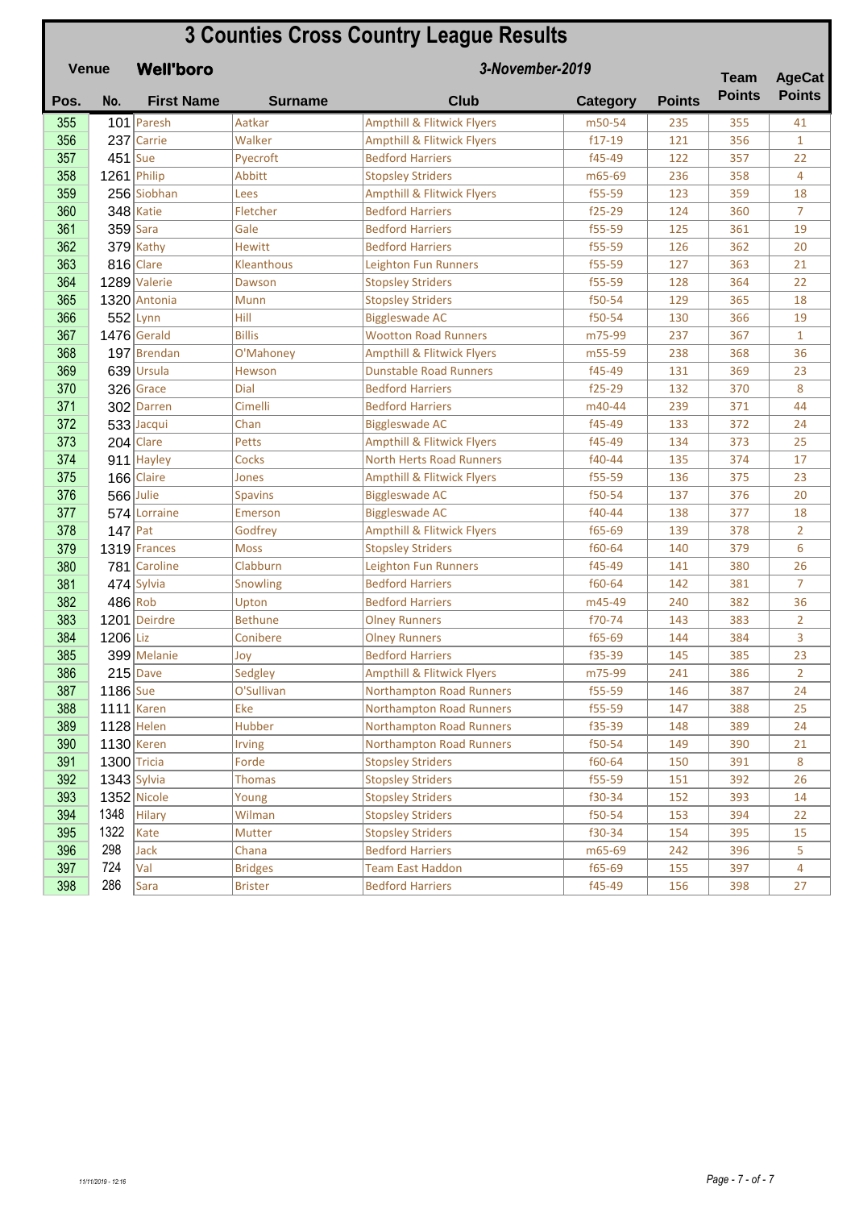# 3 Counties Cross Country League Results

**Venue** **Well'boro** ***3-November-2019***

| Pos. | No. | First Name | Surname | Club | Category | Points | Team Points | AgeCat Points |
|---|---|---|---|---|---|---|---|---|
| 355 | 101 | Paresh | Aatkar | Ampthill & Flitwick Flyers | m50-54 | 235 | 355 | 41 |
| 356 | 237 | Carrie | Walker | Ampthill & Flitwick Flyers | f17-19 | 121 | 356 | 1 |
| 357 | 451 | Sue | Pyecroft | Bedford Harriers | f45-49 | 122 | 357 | 22 |
| 358 | 1261 | Philip | Abbitt | Stopsley Striders | m65-69 | 236 | 358 | 4 |
| 359 | 256 | Siobhan | Lees | Ampthill & Flitwick Flyers | f55-59 | 123 | 359 | 18 |
| 360 | 348 | Katie | Fletcher | Bedford Harriers | f25-29 | 124 | 360 | 7 |
| 361 | 359 | Sara | Gale | Bedford Harriers | f55-59 | 125 | 361 | 19 |
| 362 | 379 | Kathy | Hewitt | Bedford Harriers | f55-59 | 126 | 362 | 20 |
| 363 | 816 | Clare | Kleanthous | Leighton Fun Runners | f55-59 | 127 | 363 | 21 |
| 364 | 1289 | Valerie | Dawson | Stopsley Striders | f55-59 | 128 | 364 | 22 |
| 365 | 1320 | Antonia | Munn | Stopsley Striders | f50-54 | 129 | 365 | 18 |
| 366 | 552 | Lynn | Hill | Biggleswade AC | f50-54 | 130 | 366 | 19 |
| 367 | 1476 | Gerald | Billis | Wootton Road Runners | m75-99 | 237 | 367 | 1 |
| 368 | 197 | Brendan | O'Mahoney | Ampthill & Flitwick Flyers | m55-59 | 238 | 368 | 36 |
| 369 | 639 | Ursula | Hewson | Dunstable Road Runners | f45-49 | 131 | 369 | 23 |
| 370 | 326 | Grace | Dial | Bedford Harriers | f25-29 | 132 | 370 | 8 |
| 371 | 302 | Darren | Cimelli | Bedford Harriers | m40-44 | 239 | 371 | 44 |
| 372 | 533 | Jacqui | Chan | Biggleswade AC | f45-49 | 133 | 372 | 24 |
| 373 | 204 | Clare | Petts | Ampthill & Flitwick Flyers | f45-49 | 134 | 373 | 25 |
| 374 | 911 | Hayley | Cocks | North Herts Road Runners | f40-44 | 135 | 374 | 17 |
| 375 | 166 | Claire | Jones | Ampthill & Flitwick Flyers | f55-59 | 136 | 375 | 23 |
| 376 | 566 | Julie | Spavins | Biggleswade AC | f50-54 | 137 | 376 | 20 |
| 377 | 574 | Lorraine | Emerson | Biggleswade AC | f40-44 | 138 | 377 | 18 |
| 378 | 147 | Pat | Godfrey | Ampthill & Flitwick Flyers | f65-69 | 139 | 378 | 2 |
| 379 | 1319 | Frances | Moss | Stopsley Striders | f60-64 | 140 | 379 | 6 |
| 380 | 781 | Caroline | Clabburn | Leighton Fun Runners | f45-49 | 141 | 380 | 26 |
| 381 | 474 | Sylvia | Snowling | Bedford Harriers | f60-64 | 142 | 381 | 7 |
| 382 | 486 | Rob | Upton | Bedford Harriers | m45-49 | 240 | 382 | 36 |
| 383 | 1201 | Deirdre | Bethune | Olney Runners | f70-74 | 143 | 383 | 2 |
| 384 | 1206 | Liz | Conibere | Olney Runners | f65-69 | 144 | 384 | 3 |
| 385 | 399 | Melanie | Joy | Bedford Harriers | f35-39 | 145 | 385 | 23 |
| 386 | 215 | Dave | Sedgley | Ampthill & Flitwick Flyers | m75-99 | 241 | 386 | 2 |
| 387 | 1186 | Sue | O'Sullivan | Northampton Road Runners | f55-59 | 146 | 387 | 24 |
| 388 | 1111 | Karen | Eke | Northampton Road Runners | f55-59 | 147 | 388 | 25 |
| 389 | 1128 | Helen | Hubber | Northampton Road Runners | f35-39 | 148 | 389 | 24 |
| 390 | 1130 | Keren | Irving | Northampton Road Runners | f50-54 | 149 | 390 | 21 |
| 391 | 1300 | Tricia | Forde | Stopsley Striders | f60-64 | 150 | 391 | 8 |
| 392 | 1343 | Sylvia | Thomas | Stopsley Striders | f55-59 | 151 | 392 | 26 |
| 393 | 1352 | Nicole | Young | Stopsley Striders | f30-34 | 152 | 393 | 14 |
| 394 | 1348 | Hilary | Wilman | Stopsley Striders | f50-54 | 153 | 394 | 22 |
| 395 | 1322 | Kate | Mutter | Stopsley Striders | f30-34 | 154 | 395 | 15 |
| 396 | 298 | Jack | Chana | Bedford Harriers | m65-69 | 242 | 396 | 5 |
| 397 | 724 | Val | Bridges | Team East Haddon | f65-69 | 155 | 397 | 4 |
| 398 | 286 | Sara | Brister | Bedford Harriers | f45-49 | 156 | 398 | 27 |

11/11/2019 - 12:16